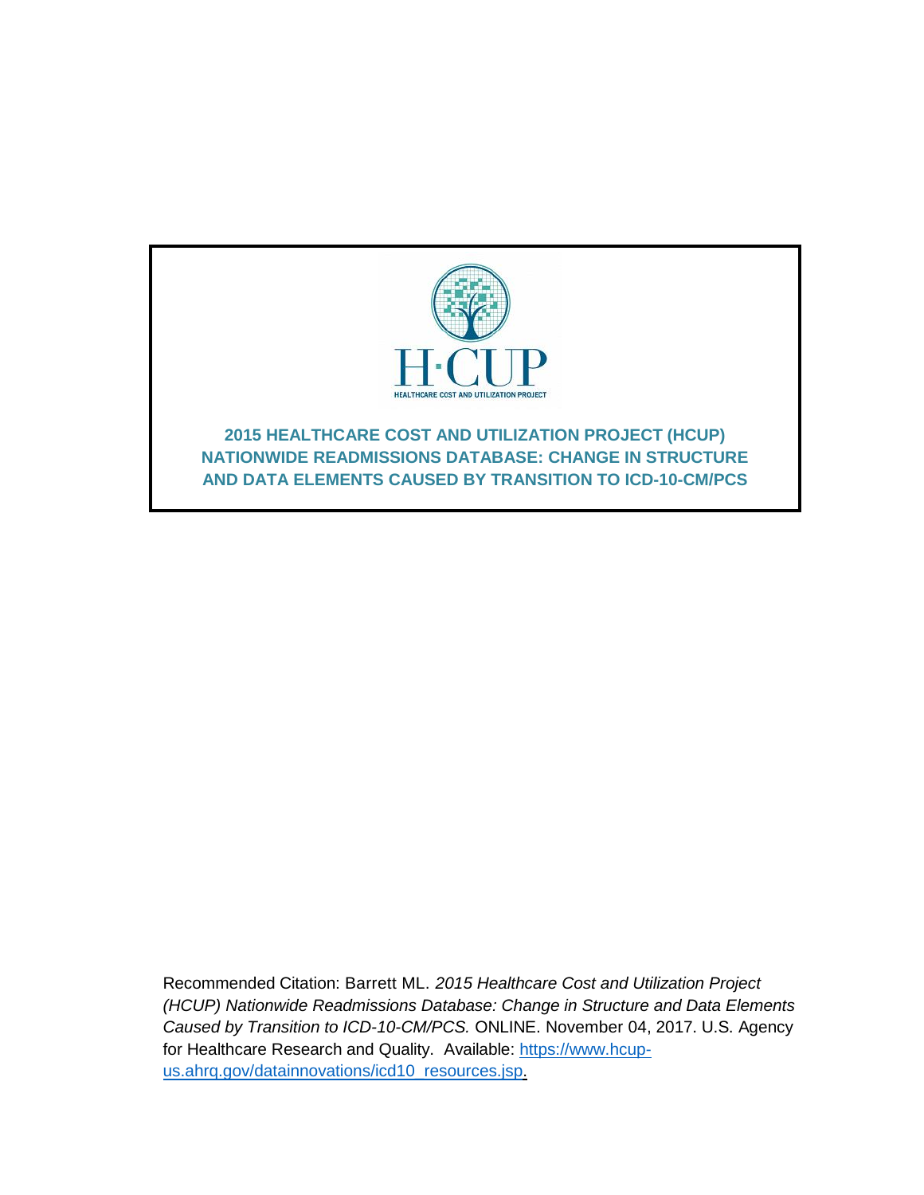# 2015 HEALTHCARE COST AND UTILIZATION PROJECT (HCUP) NATIONWIDE READMISSIONS DATABASE: CHANGE IN STRUCTURE AND DATA ELEMENTS CAUSED BY TRANSITION TO ICD-10-CM/PCS

Recommended Citation: Barrett ML. *2015 Healthcare Cost and Utilization Project (HCUP) Nationwide Readmissions Database: Change in Structure and Data Elements Caused by Transition to ICD-10-CM/PCS.* ONLINE. November 04, 2017. U.S. Agency for Healthcare Research and Quality. Available: [https://www.hcup-us.ahrq.gov/datainnovations/icd10_resources.jsp](https://www.hcup-us.ahrq.gov/datainnovations/icd10_resources.jsp).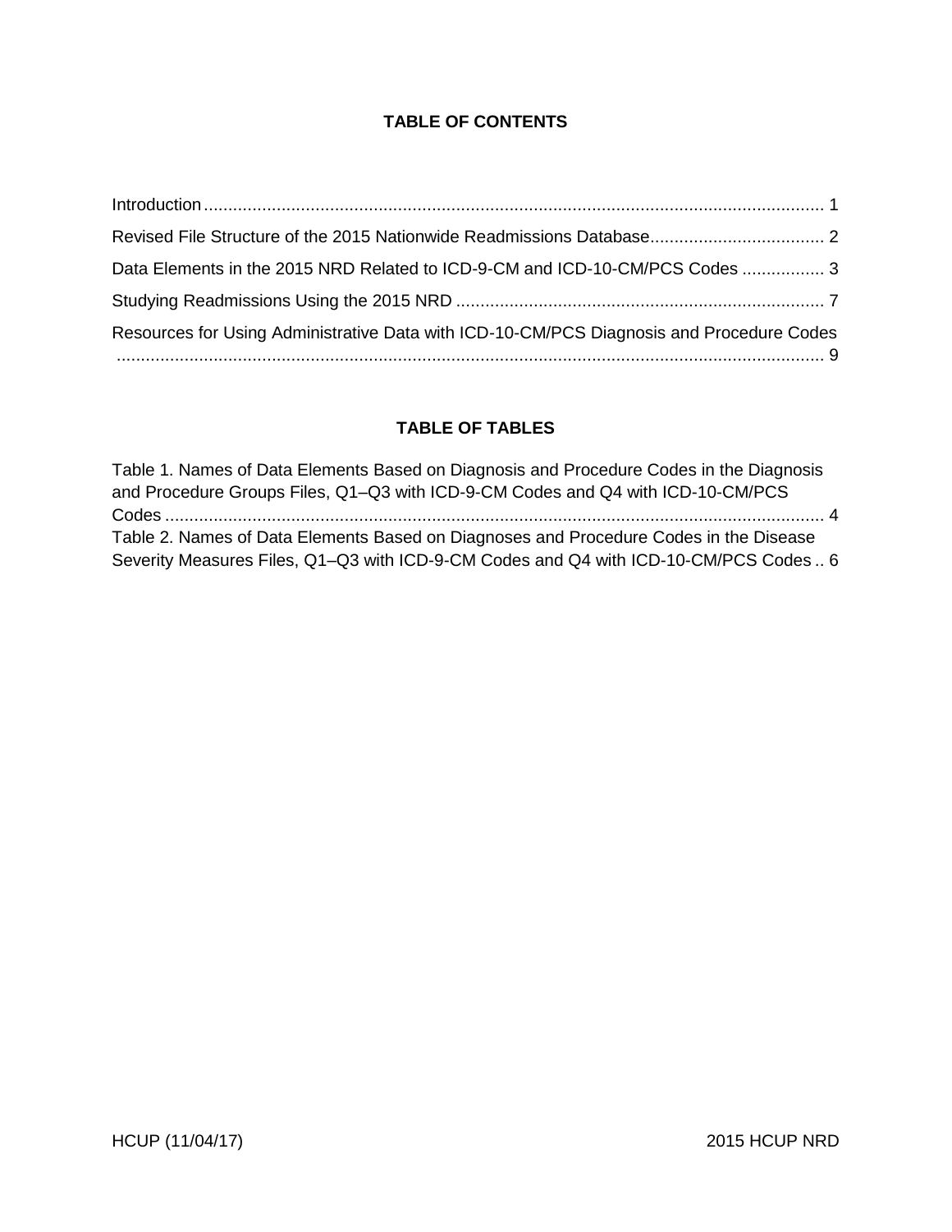# TABLE OF CONTENTS

Introduction ............................................................................................................................ 1

Revised File Structure of the 2015 Nationwide Readmissions Database.................................... 2

Data Elements in the 2015 NRD Related to ICD-9-CM and ICD-10-CM/PCS Codes ................. 3

Studying Readmissions Using the 2015 NRD ............................................................................ 7

Resources for Using Administrative Data with ICD-10-CM/PCS Diagnosis and Procedure Codes .................................................................................................................................... 9

# TABLE OF TABLES

Table 1. Names of Data Elements Based on Diagnosis and Procedure Codes in the Diagnosis and Procedure Groups Files, Q1–Q3 with ICD-9-CM Codes and Q4 with ICD-10-CM/PCS Codes ....................................................................................................................................... 4

Table 2. Names of Data Elements Based on Diagnoses and Procedure Codes in the Disease Severity Measures Files, Q1–Q3 with ICD-9-CM Codes and Q4 with ICD-10-CM/PCS Codes .. 6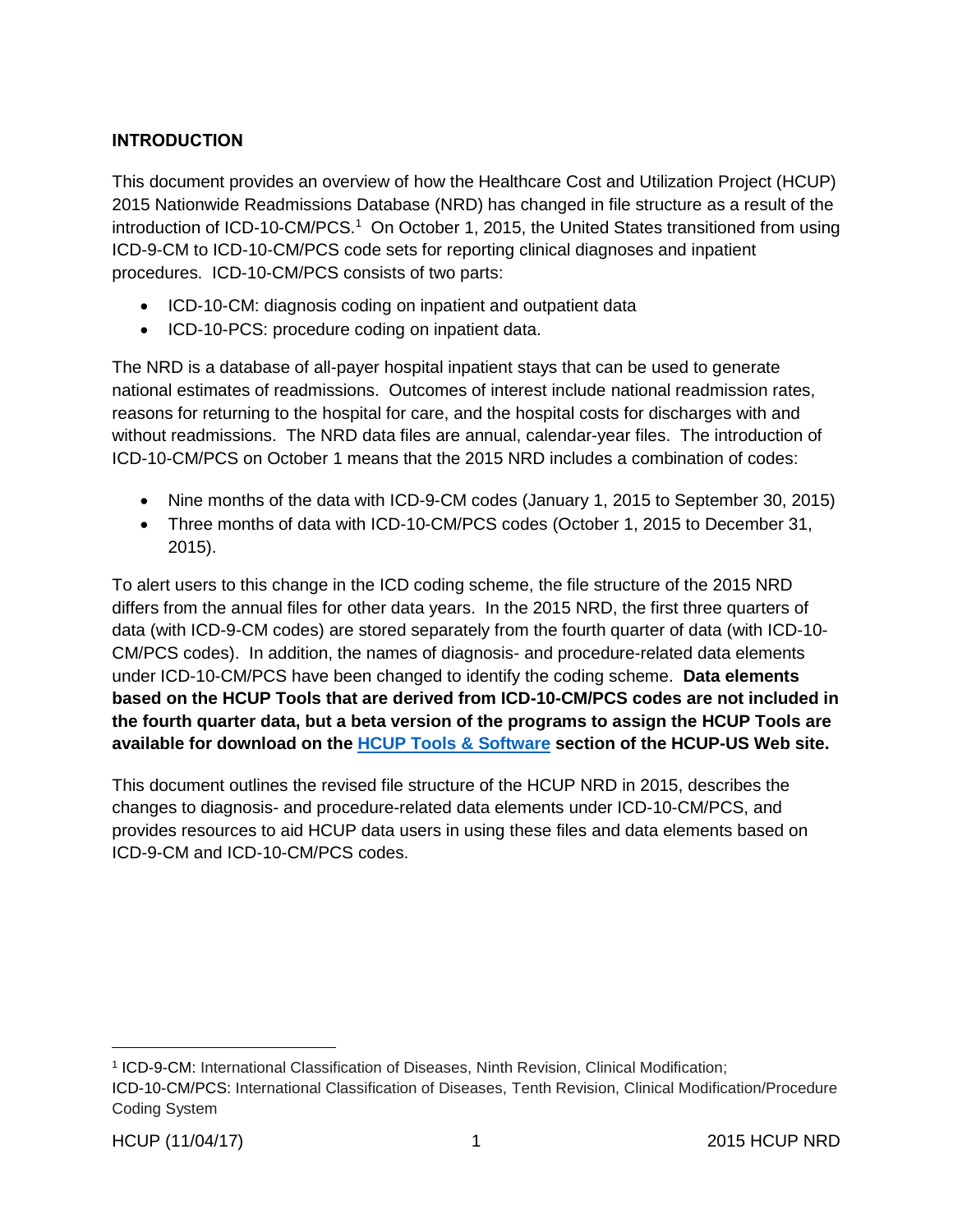## INTRODUCTION

This document provides an overview of how the Healthcare Cost and Utilization Project (HCUP) 2015 Nationwide Readmissions Database (NRD) has changed in file structure as a result of the introduction of ICD-10-CM/PCS.[1] On October 1, 2015, the United States transitioned from using ICD-9-CM to ICD-10-CM/PCS code sets for reporting clinical diagnoses and inpatient procedures. ICD-10-CM/PCS consists of two parts:

- ICD-10-CM: diagnosis coding on inpatient and outpatient data
- ICD-10-PCS: procedure coding on inpatient data.

The NRD is a database of all-payer hospital inpatient stays that can be used to generate national estimates of readmissions. Outcomes of interest include national readmission rates, reasons for returning to the hospital for care, and the hospital costs for discharges with and without readmissions. The NRD data files are annual, calendar-year files. The introduction of ICD-10-CM/PCS on October 1 means that the 2015 NRD includes a combination of codes:

- Nine months of the data with ICD-9-CM codes (January 1, 2015 to September 30, 2015)
- Three months of data with ICD-10-CM/PCS codes (October 1, 2015 to December 31, 2015).

To alert users to this change in the ICD coding scheme, the file structure of the 2015 NRD differs from the annual files for other data years. In the 2015 NRD, the first three quarters of data (with ICD-9-CM codes) are stored separately from the fourth quarter of data (with ICD-10-CM/PCS codes). In addition, the names of diagnosis- and procedure-related data elements under ICD-10-CM/PCS have been changed to identify the coding scheme. **Data elements based on the HCUP Tools that are derived from ICD-10-CM/PCS codes are not included in the fourth quarter data, but a beta version of the programs to assign the HCUP Tools are available for download on the HCUP Tools & Software section of the HCUP-US Web site.**

This document outlines the revised file structure of the HCUP NRD in 2015, describes the changes to diagnosis- and procedure-related data elements under ICD-10-CM/PCS, and provides resources to aid HCUP data users in using these files and data elements based on ICD-9-CM and ICD-10-CM/PCS codes.

---

[1] ICD-9-CM: International Classification of Diseases, Ninth Revision, Clinical Modification; ICD-10-CM/PCS: International Classification of Diseases, Tenth Revision, Clinical Modification/Procedure Coding System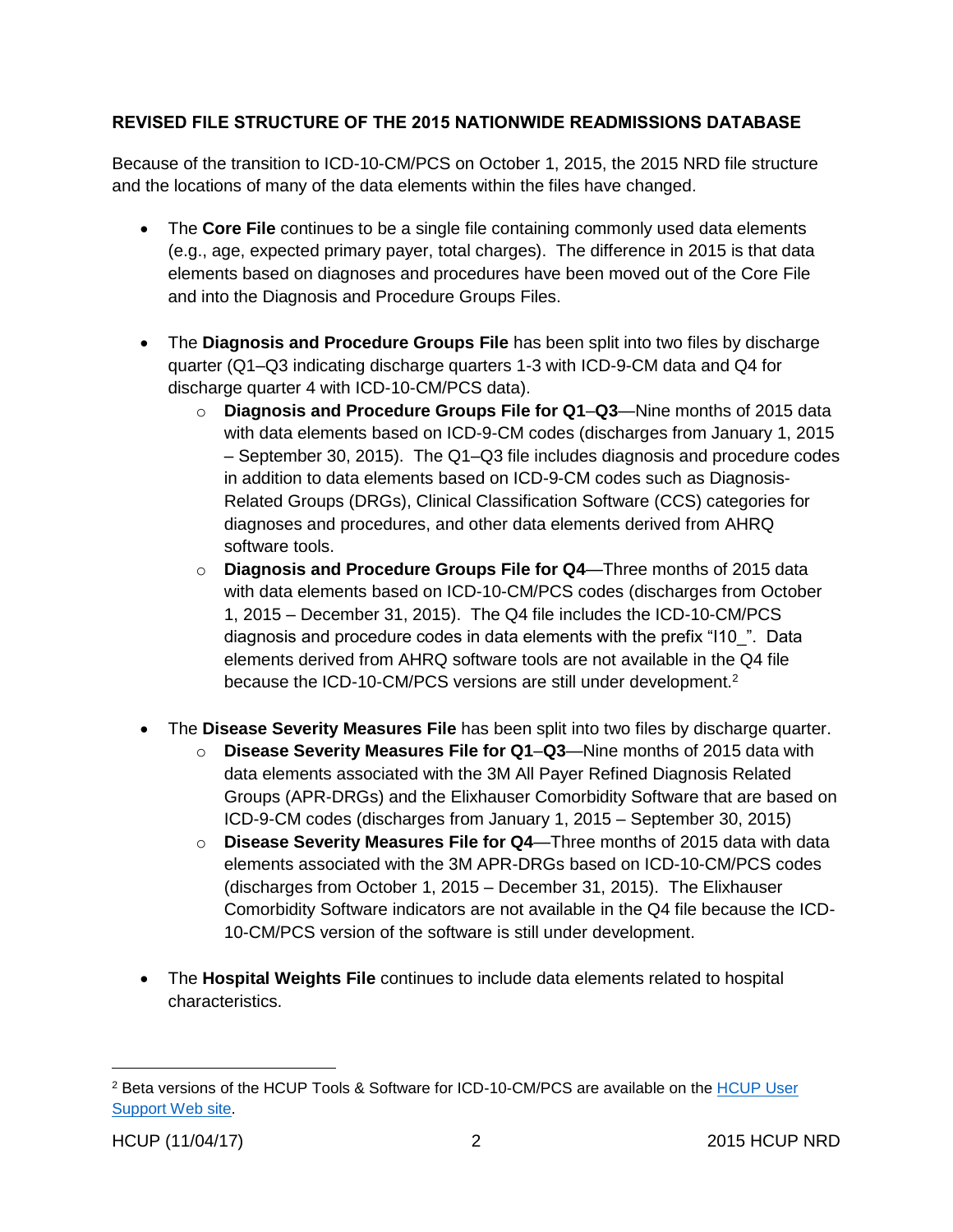## REVISED FILE STRUCTURE OF THE 2015 NATIONWIDE READMISSIONS DATABASE

Because of the transition to ICD-10-CM/PCS on October 1, 2015, the 2015 NRD file structure and the locations of many of the data elements within the files have changed.

- The **Core File** continues to be a single file containing commonly used data elements (e.g., age, expected primary payer, total charges). The difference in 2015 is that data elements based on diagnoses and procedures have been moved out of the Core File and into the Diagnosis and Procedure Groups Files.
- The **Diagnosis and Procedure Groups File** has been split into two files by discharge quarter (Q1–Q3 indicating discharge quarters 1-3 with ICD-9-CM data and Q4 for discharge quarter 4 with ICD-10-CM/PCS data).
  - **Diagnosis and Procedure Groups File for Q1–Q3**—Nine months of 2015 data with data elements based on ICD-9-CM codes (discharges from January 1, 2015 – September 30, 2015). The Q1–Q3 file includes diagnosis and procedure codes in addition to data elements based on ICD-9-CM codes such as Diagnosis-Related Groups (DRGs), Clinical Classification Software (CCS) categories for diagnoses and procedures, and other data elements derived from AHRQ software tools.
  - **Diagnosis and Procedure Groups File for Q4**—Three months of 2015 data with data elements based on ICD-10-CM/PCS codes (discharges from October 1, 2015 – December 31, 2015). The Q4 file includes the ICD-10-CM/PCS diagnosis and procedure codes in data elements with the prefix "I10_". Data elements derived from AHRQ software tools are not available in the Q4 file because the ICD-10-CM/PCS versions are still under development.[2]
- The **Disease Severity Measures File** has been split into two files by discharge quarter.
  - **Disease Severity Measures File for Q1–Q3**—Nine months of 2015 data with data elements associated with the 3M All Payer Refined Diagnosis Related Groups (APR-DRGs) and the Elixhauser Comorbidity Software that are based on ICD-9-CM codes (discharges from January 1, 2015 – September 30, 2015)
  - **Disease Severity Measures File for Q4**—Three months of 2015 data with data elements associated with the 3M APR-DRGs based on ICD-10-CM/PCS codes (discharges from October 1, 2015 – December 31, 2015). The Elixhauser Comorbidity Software indicators are not available in the Q4 file because the ICD-10-CM/PCS version of the software is still under development.
- The **Hospital Weights File** continues to include data elements related to hospital characteristics.

---

[2] Beta versions of the HCUP Tools & Software for ICD-10-CM/PCS are available on the HCUP User Support Web site.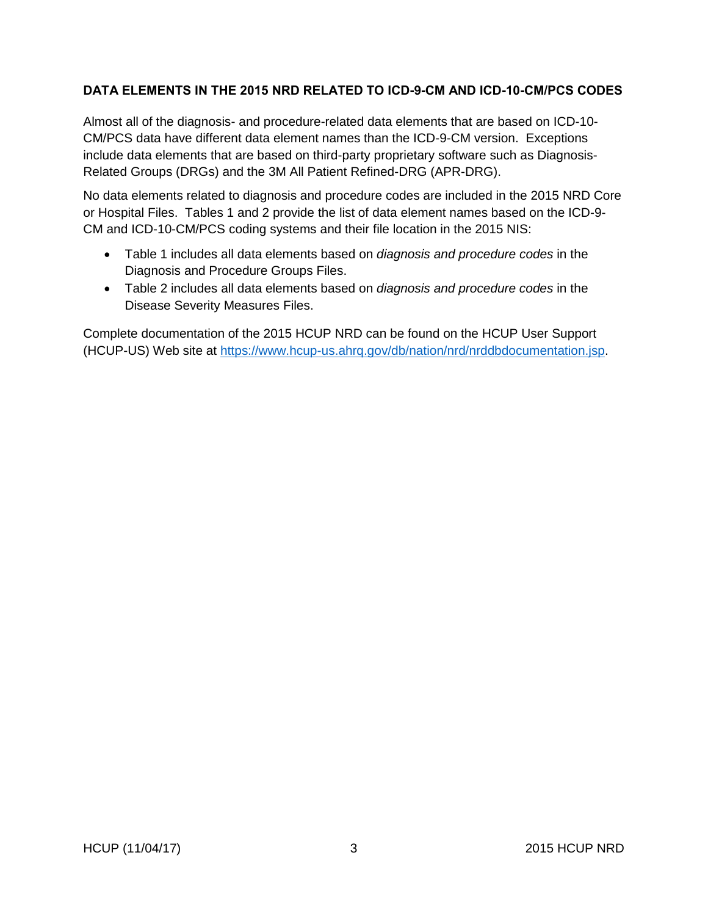## DATA ELEMENTS IN THE 2015 NRD RELATED TO ICD-9-CM AND ICD-10-CM/PCS CODES

Almost all of the diagnosis- and procedure-related data elements that are based on ICD-10-CM/PCS data have different data element names than the ICD-9-CM version. Exceptions include data elements that are based on third-party proprietary software such as Diagnosis-Related Groups (DRGs) and the 3M All Patient Refined-DRG (APR-DRG).

No data elements related to diagnosis and procedure codes are included in the 2015 NRD Core or Hospital Files. Tables 1 and 2 provide the list of data element names based on the ICD-9-CM and ICD-10-CM/PCS coding systems and their file location in the 2015 NIS:

- Table 1 includes all data elements based on *diagnosis and procedure codes* in the Diagnosis and Procedure Groups Files.
- Table 2 includes all data elements based on *diagnosis and procedure codes* in the Disease Severity Measures Files.

Complete documentation of the 2015 HCUP NRD can be found on the HCUP User Support (HCUP-US) Web site at [https://www.hcup-us.ahrq.gov/db/nation/nrd/nrddbdocumentation.jsp](https://www.hcup-us.ahrq.gov/db/nation/nrd/nrddbdocumentation.jsp).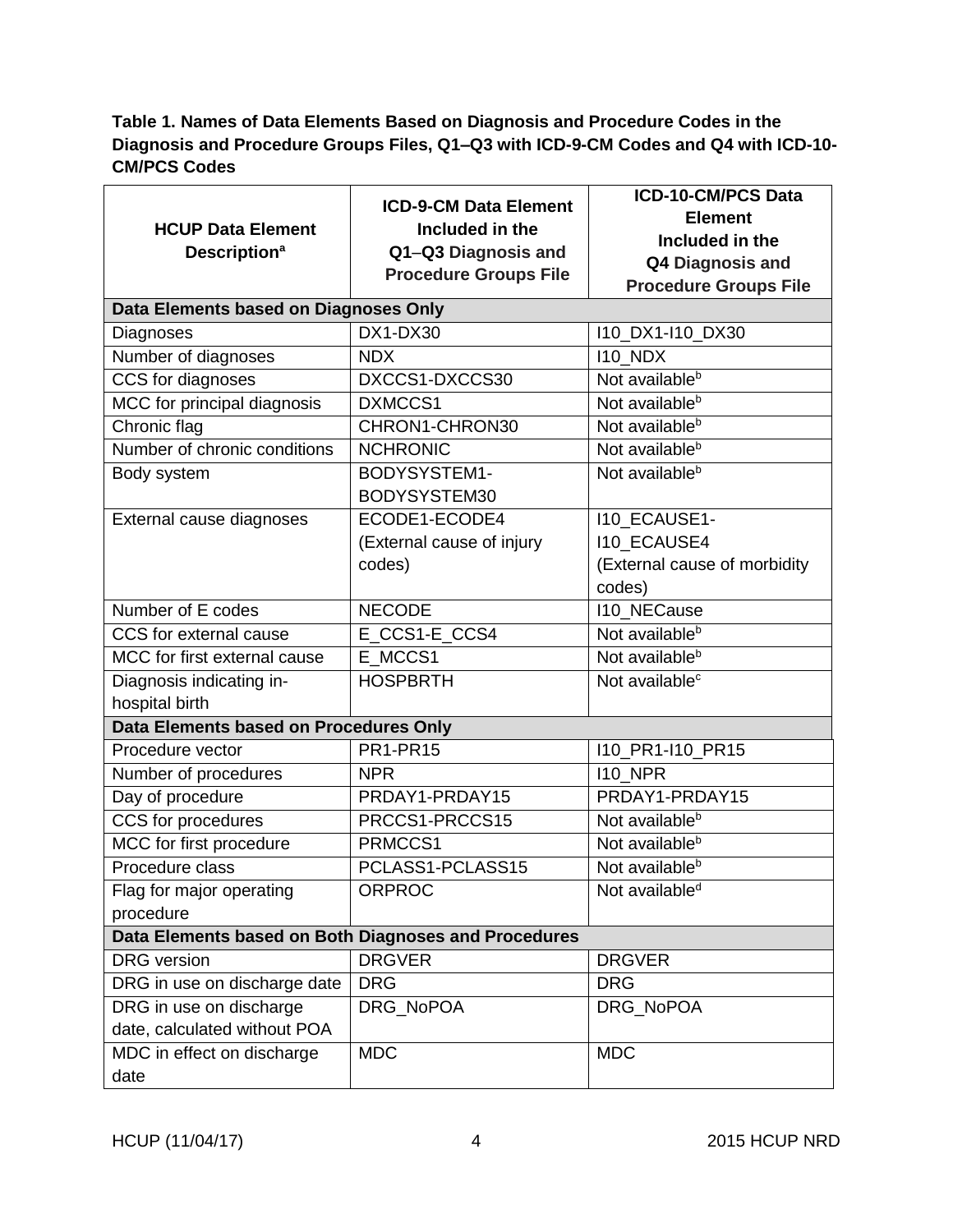**Table 1. Names of Data Elements Based on Diagnosis and Procedure Codes in the Diagnosis and Procedure Groups Files, Q1–Q3 with ICD-9-CM Codes and Q4 with ICD-10-CM/PCS Codes**

| HCUP Data Element Description[a] | ICD-9-CM Data Element Included in the Q1–Q3 Diagnosis and Procedure Groups File | ICD-10-CM/PCS Data Element Included in the Q4 Diagnosis and Procedure Groups File |
|---|---|---|
| **Data Elements based on Diagnoses Only** | | |
| Diagnoses | DX1-DX30 | I10_DX1-I10_DX30 |
| Number of diagnoses | NDX | I10_NDX |
| CCS for diagnoses | DXCCS1-DXCCS30 | Not available[b] |
| MCC for principal diagnosis | DXMCCS1 | Not available[b] |
| Chronic flag | CHRON1-CHRON30 | Not available[b] |
| Number of chronic conditions | NCHRONIC | Not available[b] |
| Body system | BODYSYSTEM1-BODYSYSTEM30 | Not available[b] |
| External cause diagnoses | ECODE1-ECODE4 (External cause of injury codes) | I10_ECAUSE1-I10_ECAUSE4 (External cause of morbidity codes) |
| Number of E codes | NECODE | I10_NECause |
| CCS for external cause | E_CCS1-E_CCS4 | Not available[b] |
| MCC for first external cause | E_MCCS1 | Not available[b] |
| Diagnosis indicating in-hospital birth | HOSPBRTH | Not available[c] |
| **Data Elements based on Procedures Only** | | |
| Procedure vector | PR1-PR15 | I10_PR1-I10_PR15 |
| Number of procedures | NPR | I10_NPR |
| Day of procedure | PRDAY1-PRDAY15 | PRDAY1-PRDAY15 |
| CCS for procedures | PRCCS1-PRCCS15 | Not available[b] |
| MCC for first procedure | PRMCCS1 | Not available[b] |
| Procedure class | PCLASS1-PCLASS15 | Not available[b] |
| Flag for major operating procedure | ORPROC | Not available[d] |
| **Data Elements based on Both Diagnoses and Procedures** | | |
| DRG version | DRGVER | DRGVER |
| DRG in use on discharge date | DRG | DRG |
| DRG in use on discharge date, calculated without POA | DRG_NoPOA | DRG_NoPOA |
| MDC in effect on discharge date | MDC | MDC |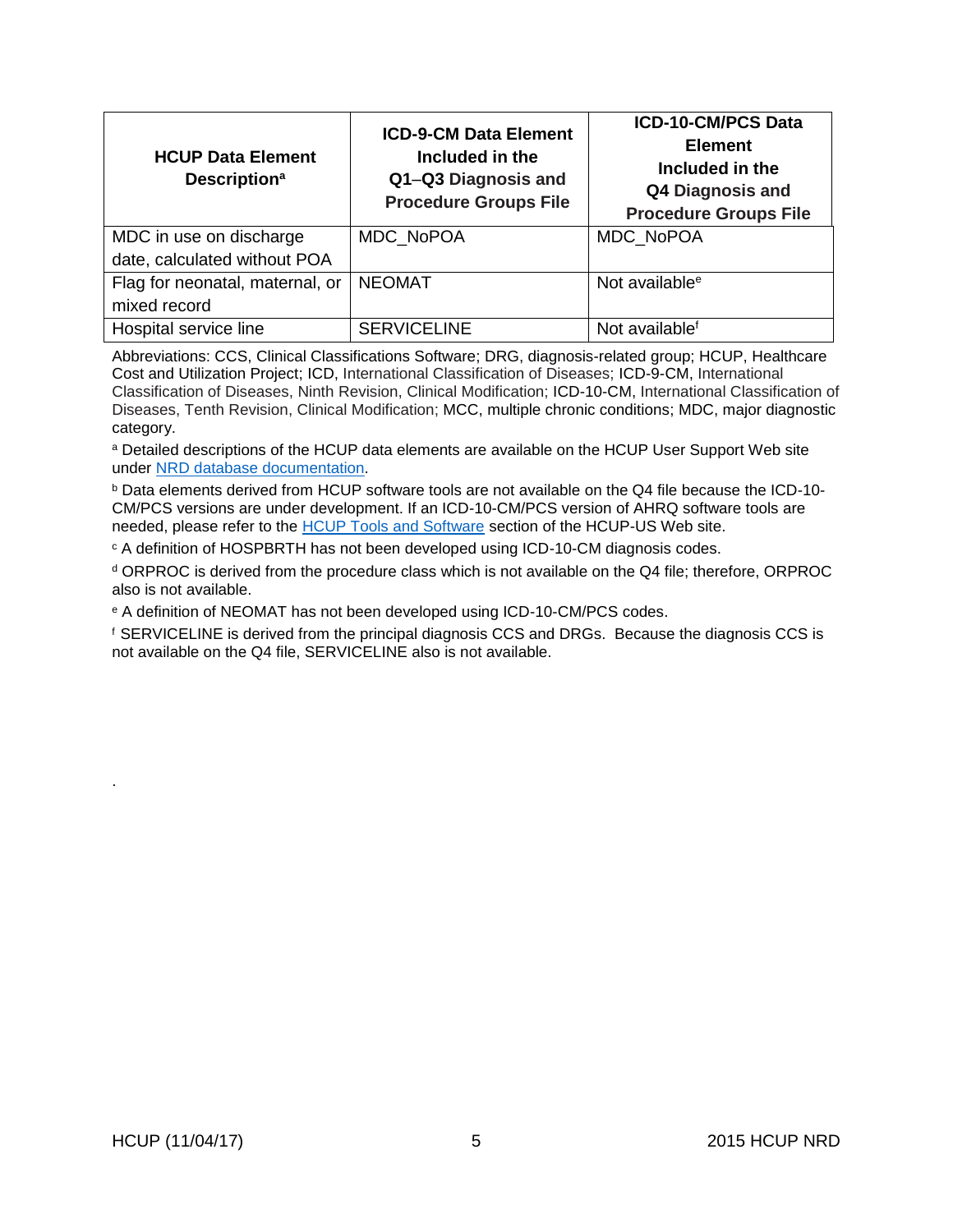| HCUP Data Element Description[a] | ICD-9-CM Data Element Included in the Q1–Q3 Diagnosis and Procedure Groups File | ICD-10-CM/PCS Data Element Included in the Q4 Diagnosis and Procedure Groups File |
|---|---|---|
| MDC in use on discharge date, calculated without POA | MDC_NoPOA | MDC_NoPOA |
| Flag for neonatal, maternal, or mixed record | NEOMAT | Not available[e] |
| Hospital service line | SERVICELINE | Not available[f] |

Abbreviations: CCS, Clinical Classifications Software; DRG, diagnosis-related group; HCUP, Healthcare Cost and Utilization Project; ICD, International Classification of Diseases; ICD-9-CM, International Classification of Diseases, Ninth Revision, Clinical Modification; ICD-10-CM, International Classification of Diseases, Tenth Revision, Clinical Modification; MCC, multiple chronic conditions; MDC, major diagnostic category.

[a] Detailed descriptions of the HCUP data elements are available on the HCUP User Support Web site under NRD database documentation.

[b] Data elements derived from HCUP software tools are not available on the Q4 file because the ICD-10-CM/PCS versions are under development. If an ICD-10-CM/PCS version of AHRQ software tools are needed, please refer to the HCUP Tools and Software section of the HCUP-US Web site.

[c] A definition of HOSPBRTH has not been developed using ICD-10-CM diagnosis codes.

[d] ORPROC is derived from the procedure class which is not available on the Q4 file; therefore, ORPROC also is not available.

[e] A definition of NEOMAT has not been developed using ICD-10-CM/PCS codes.

[f] SERVICELINE is derived from the principal diagnosis CCS and DRGs. Because the diagnosis CCS is not available on the Q4 file, SERVICELINE also is not available.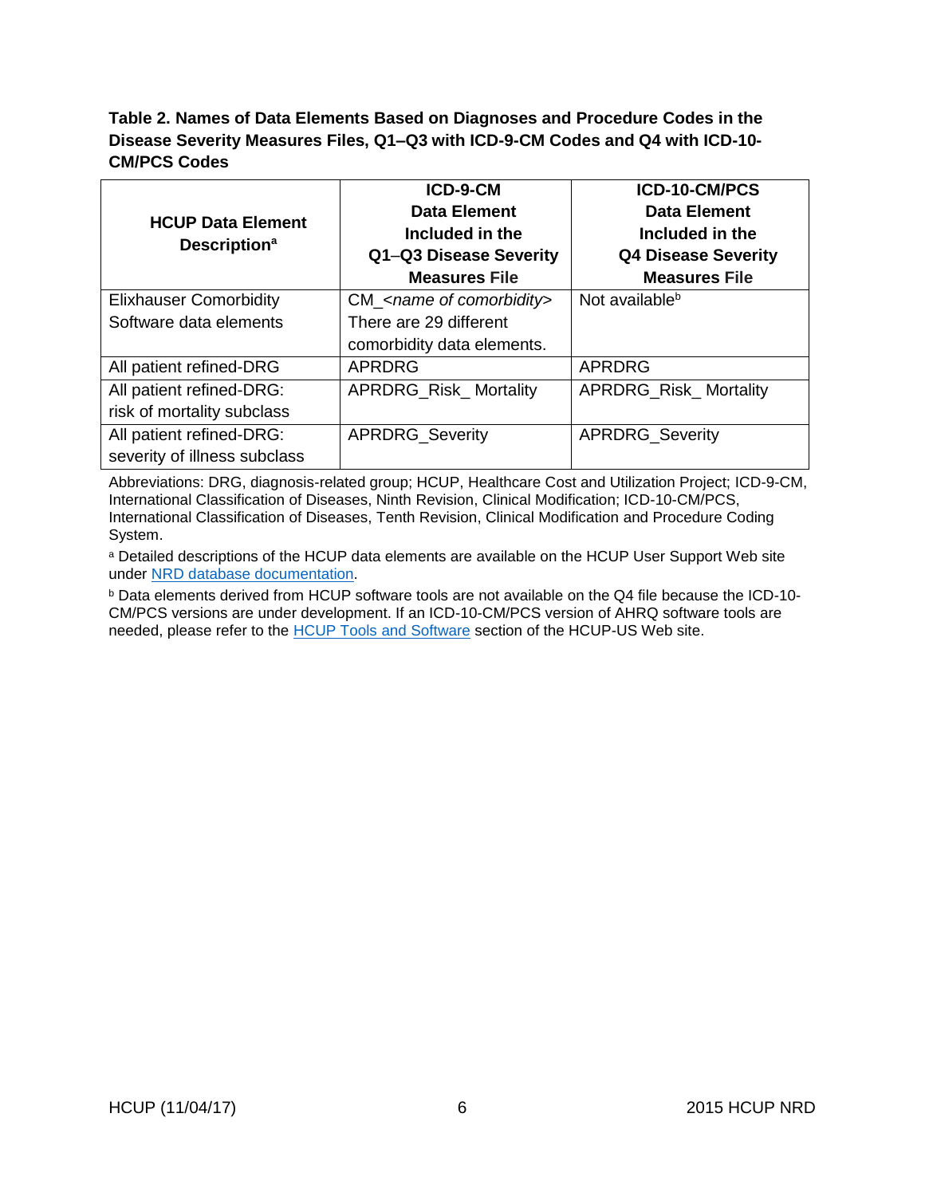**Table 2. Names of Data Elements Based on Diagnoses and Procedure Codes in the Disease Severity Measures Files, Q1–Q3 with ICD-9-CM Codes and Q4 with ICD-10-CM/PCS Codes**

| HCUP Data Element Description[a] | ICD-9-CM Data Element Included in the Q1–Q3 Disease Severity Measures File | ICD-10-CM/PCS Data Element Included in the Q4 Disease Severity Measures File |
|---|---|---|
| Elixhauser Comorbidity Software data elements | CM_*<name of comorbidity>* There are 29 different comorbidity data elements. | Not available[b] |
| All patient refined-DRG | APRDRG | APRDRG |
| All patient refined-DRG: risk of mortality subclass | APRDRG_Risk_ Mortality | APRDRG_Risk_ Mortality |
| All patient refined-DRG: severity of illness subclass | APRDRG_Severity | APRDRG_Severity |

Abbreviations: DRG, diagnosis-related group; HCUP, Healthcare Cost and Utilization Project; ICD-9-CM, International Classification of Diseases, Ninth Revision, Clinical Modification; ICD-10-CM/PCS, International Classification of Diseases, Tenth Revision, Clinical Modification and Procedure Coding System.

[a] Detailed descriptions of the HCUP data elements are available on the HCUP User Support Web site under NRD database documentation.

[b] Data elements derived from HCUP software tools are not available on the Q4 file because the ICD-10-CM/PCS versions are under development. If an ICD-10-CM/PCS version of AHRQ software tools are needed, please refer to the HCUP Tools and Software section of the HCUP-US Web site.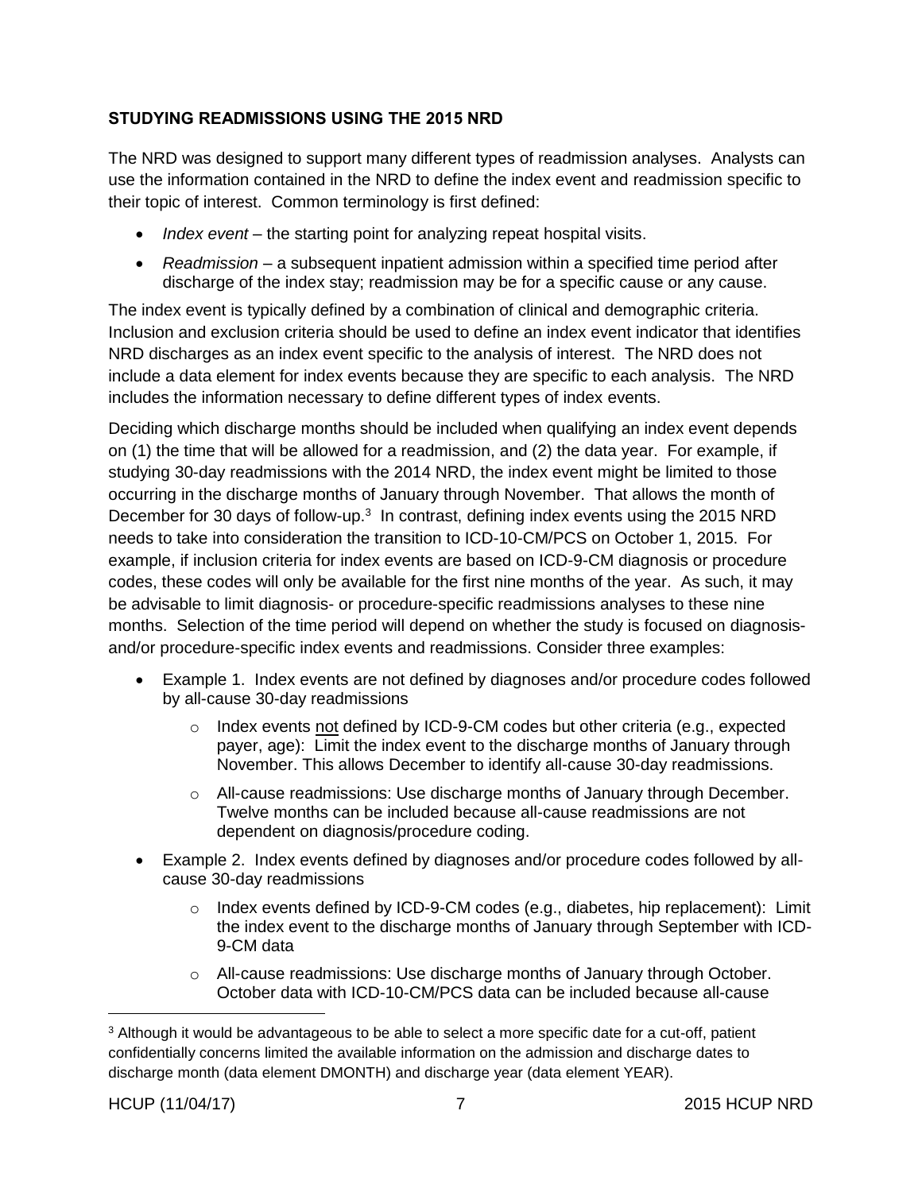**STUDYING READMISSIONS USING THE 2015 NRD**

The NRD was designed to support many different types of readmission analyses. Analysts can use the information contained in the NRD to define the index event and readmission specific to their topic of interest. Common terminology is first defined:

- *Index event* – the starting point for analyzing repeat hospital visits.
- *Readmission* – a subsequent inpatient admission within a specified time period after discharge of the index stay; readmission may be for a specific cause or any cause.

The index event is typically defined by a combination of clinical and demographic criteria. Inclusion and exclusion criteria should be used to define an index event indicator that identifies NRD discharges as an index event specific to the analysis of interest. The NRD does not include a data element for index events because they are specific to each analysis. The NRD includes the information necessary to define different types of index events.

Deciding which discharge months should be included when qualifying an index event depends on (1) the time that will be allowed for a readmission, and (2) the data year. For example, if studying 30-day readmissions with the 2014 NRD, the index event might be limited to those occurring in the discharge months of January through November. That allows the month of December for 30 days of follow-up.[3] In contrast, defining index events using the 2015 NRD needs to take into consideration the transition to ICD-10-CM/PCS on October 1, 2015. For example, if inclusion criteria for index events are based on ICD-9-CM diagnosis or procedure codes, these codes will only be available for the first nine months of the year. As such, it may be advisable to limit diagnosis- or procedure-specific readmissions analyses to these nine months. Selection of the time period will depend on whether the study is focused on diagnosis- and/or procedure-specific index events and readmissions. Consider three examples:

- Example 1. Index events are not defined by diagnoses and/or procedure codes followed by all-cause 30-day readmissions
  - Index events <u>not</u> defined by ICD-9-CM codes but other criteria (e.g., expected payer, age): Limit the index event to the discharge months of January through November. This allows December to identify all-cause 30-day readmissions.
  - All-cause readmissions: Use discharge months of January through December. Twelve months can be included because all-cause readmissions are not dependent on diagnosis/procedure coding.
- Example 2. Index events defined by diagnoses and/or procedure codes followed by all-cause 30-day readmissions
  - Index events defined by ICD-9-CM codes (e.g., diabetes, hip replacement): Limit the index event to the discharge months of January through September with ICD-9-CM data
  - All-cause readmissions: Use discharge months of January through October. October data with ICD-10-CM/PCS data can be included because all-cause

[3] Although it would be advantageous to be able to select a more specific date for a cut-off, patient confidentially concerns limited the available information on the admission and discharge dates to discharge month (data element DMONTH) and discharge year (data element YEAR).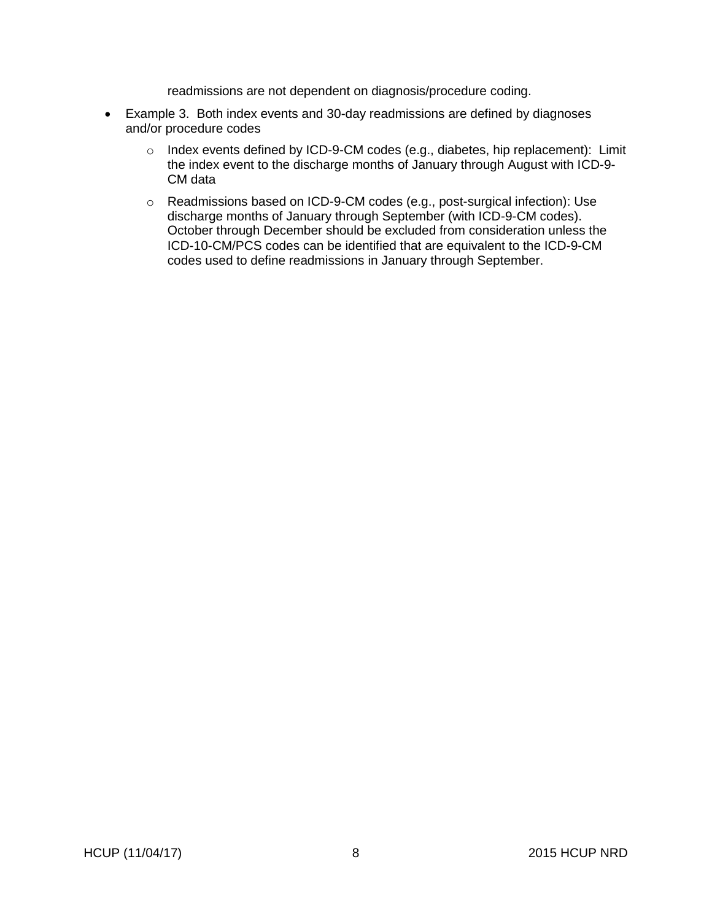readmissions are not dependent on diagnosis/procedure coding.

- Example 3. Both index events and 30-day readmissions are defined by diagnoses and/or procedure codes
  - Index events defined by ICD-9-CM codes (e.g., diabetes, hip replacement): Limit the index event to the discharge months of January through August with ICD-9-CM data
  - Readmissions based on ICD-9-CM codes (e.g., post-surgical infection): Use discharge months of January through September (with ICD-9-CM codes). October through December should be excluded from consideration unless the ICD-10-CM/PCS codes can be identified that are equivalent to the ICD-9-CM codes used to define readmissions in January through September.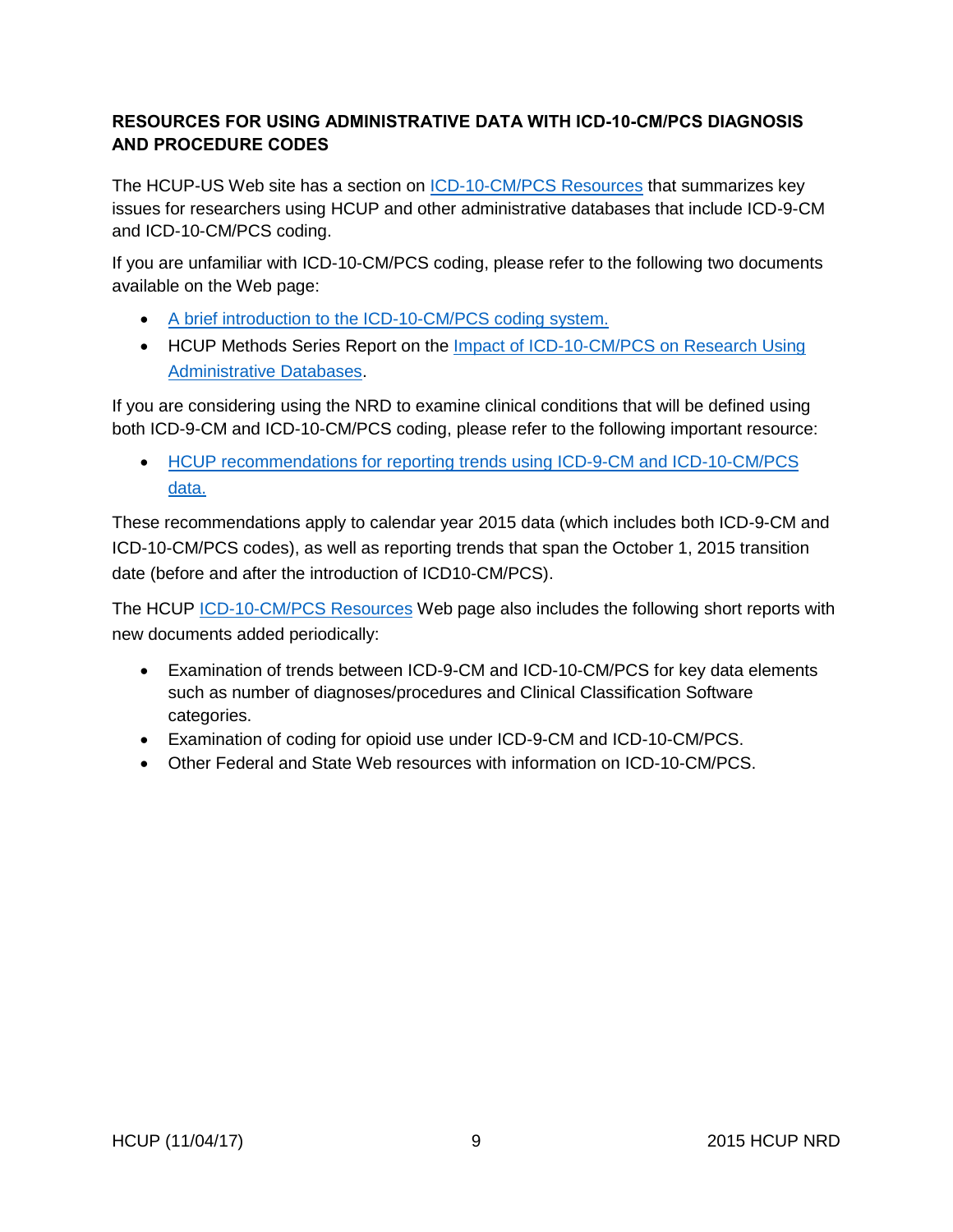## RESOURCES FOR USING ADMINISTRATIVE DATA WITH ICD-10-CM/PCS DIAGNOSIS AND PROCEDURE CODES

The HCUP-US Web site has a section on ICD-10-CM/PCS Resources that summarizes key issues for researchers using HCUP and other administrative databases that include ICD-9-CM and ICD-10-CM/PCS coding.

If you are unfamiliar with ICD-10-CM/PCS coding, please refer to the following two documents available on the Web page:

- A brief introduction to the ICD-10-CM/PCS coding system.
- HCUP Methods Series Report on the Impact of ICD-10-CM/PCS on Research Using Administrative Databases.

If you are considering using the NRD to examine clinical conditions that will be defined using both ICD-9-CM and ICD-10-CM/PCS coding, please refer to the following important resource:

- HCUP recommendations for reporting trends using ICD-9-CM and ICD-10-CM/PCS data.

These recommendations apply to calendar year 2015 data (which includes both ICD-9-CM and ICD-10-CM/PCS codes), as well as reporting trends that span the October 1, 2015 transition date (before and after the introduction of ICD10-CM/PCS).

The HCUP ICD-10-CM/PCS Resources Web page also includes the following short reports with new documents added periodically:

- Examination of trends between ICD-9-CM and ICD-10-CM/PCS for key data elements such as number of diagnoses/procedures and Clinical Classification Software categories.
- Examination of coding for opioid use under ICD-9-CM and ICD-10-CM/PCS.
- Other Federal and State Web resources with information on ICD-10-CM/PCS.